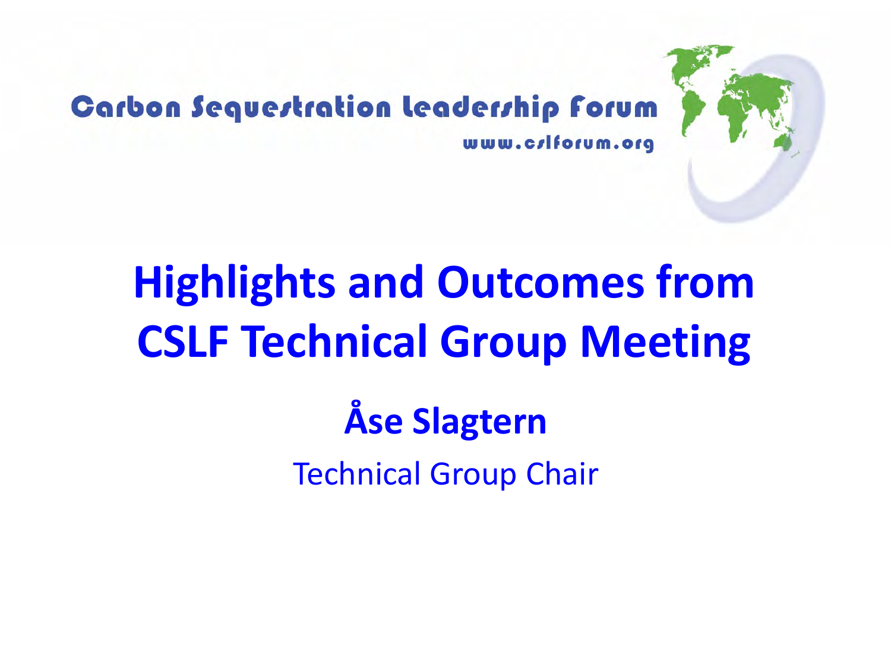Carbon Sequestration Leadership Forum

www.cslforum.org

# Highlights and Outcomes from CSLF Technical Group Meeting

**Åse Slagtern**

Technical Group Chair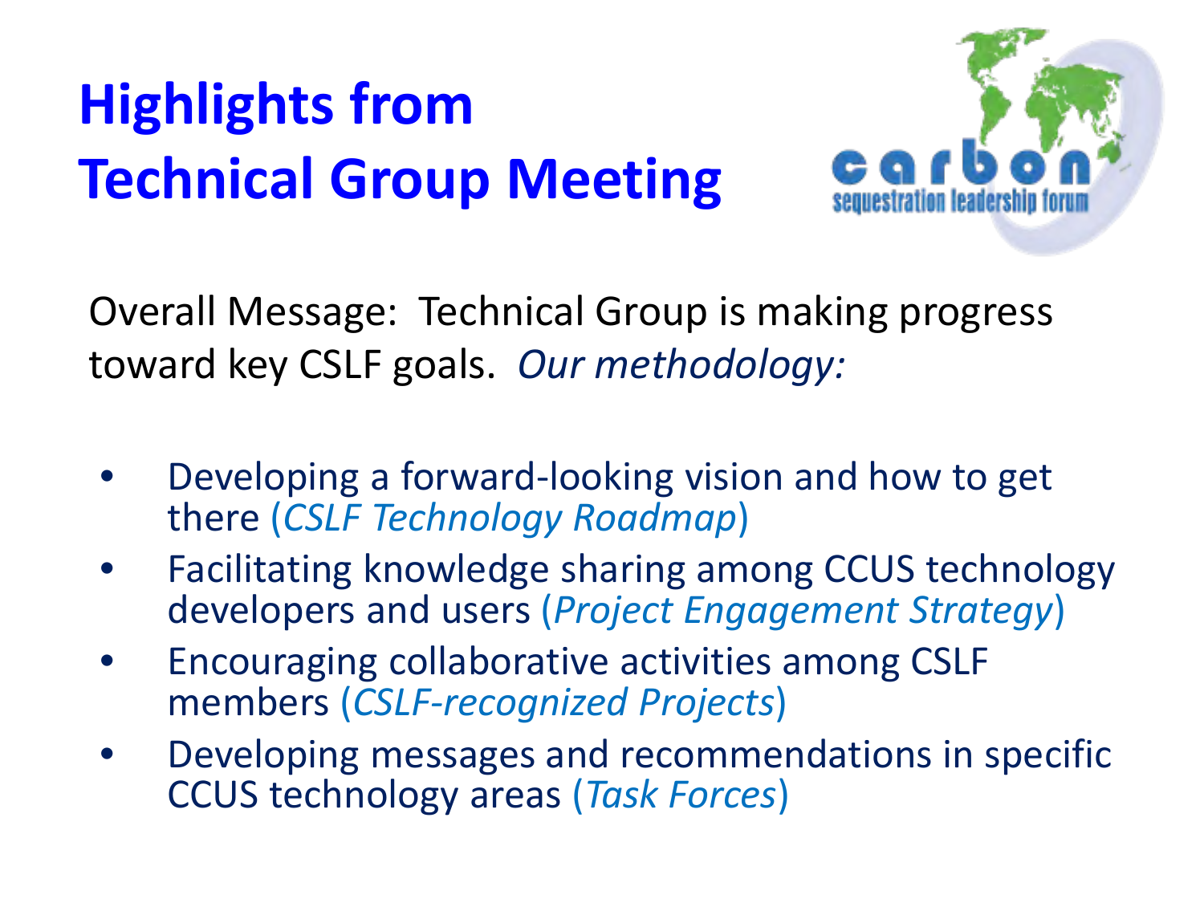# Highlights from Technical Group Meeting

Overall Message: Technical Group is making progress toward key CSLF goals. *Our methodology:*

- Developing a forward-looking vision and how to get there (*CSLF Technology Roadmap*)
- Facilitating knowledge sharing among CCUS technology developers and users (*Project Engagement Strategy*)
- Encouraging collaborative activities among CSLF members (*CSLF-recognized Projects*)
- Developing messages and recommendations in specific CCUS technology areas (*Task Forces*)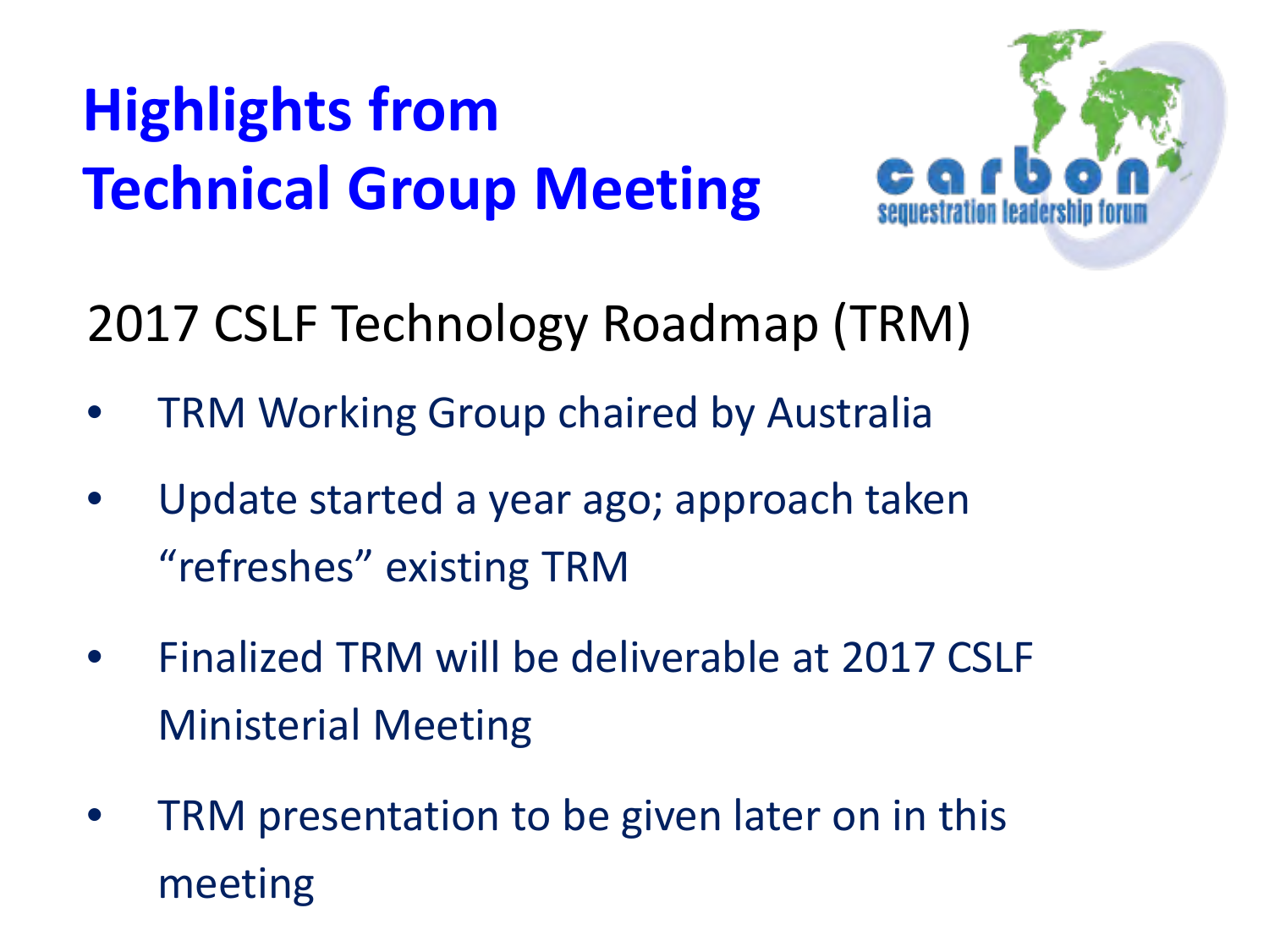# Highlights from Technical Group Meeting

## 2017 CSLF Technology Roadmap (TRM)

- TRM Working Group chaired by Australia
- Update started a year ago; approach taken "refreshes" existing TRM
- Finalized TRM will be deliverable at 2017 CSLF Ministerial Meeting
- TRM presentation to be given later on in this meeting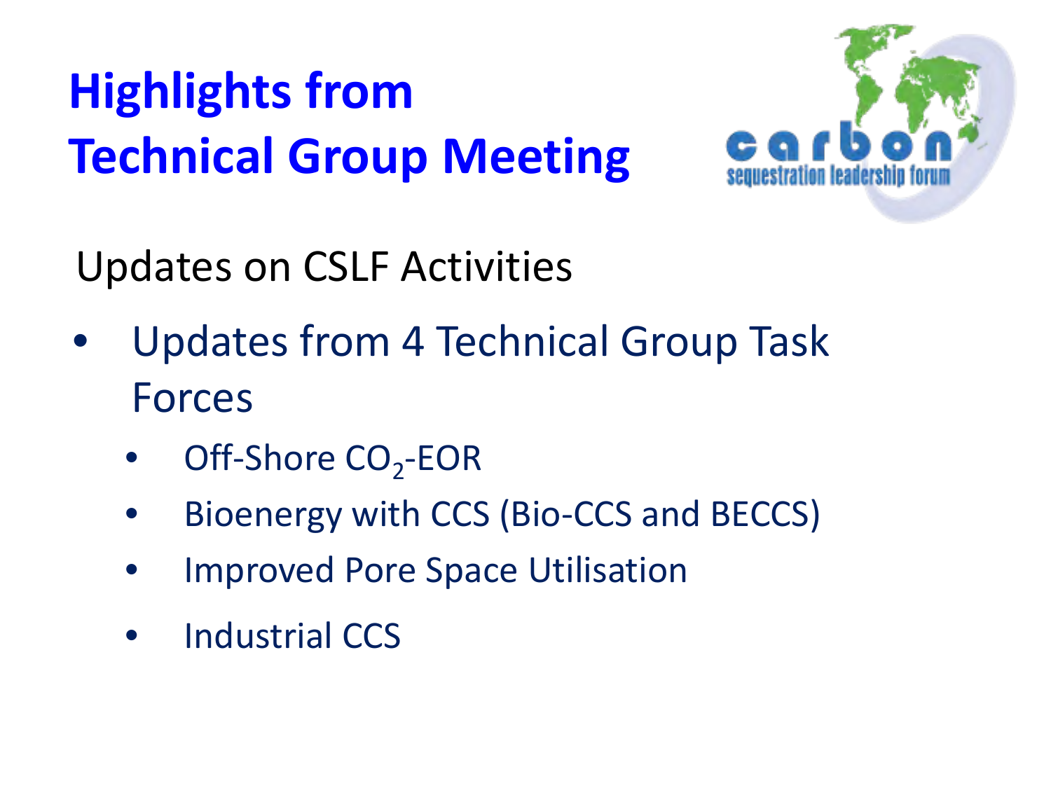# Highlights from Technical Group Meeting

## Updates on CSLF Activities

- Updates from 4 Technical Group Task Forces
  - Off-Shore $CO_2$-EOR
  - Bioenergy with CCS (Bio-CCS and BECCS)
  - Improved Pore Space Utilisation
  - Industrial CCS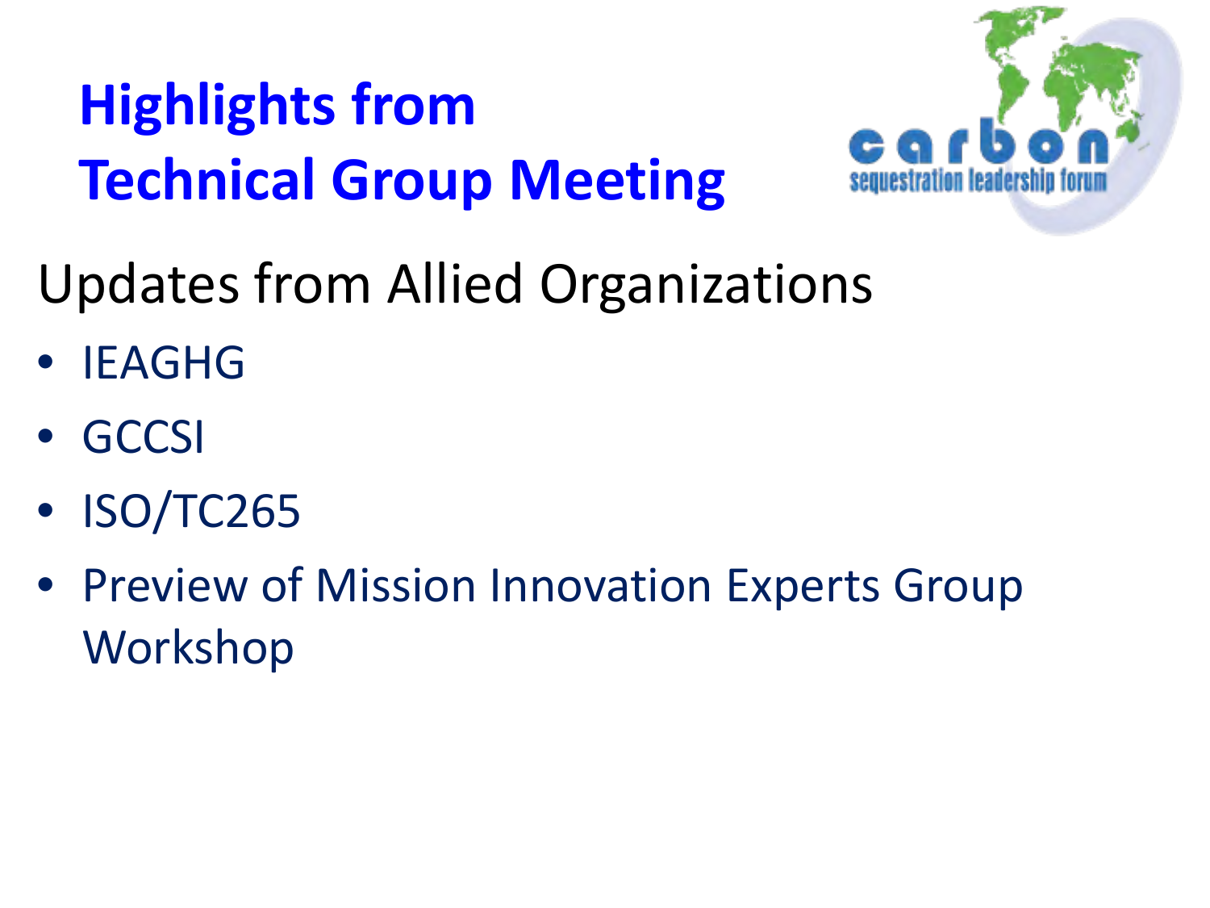# Highlights from Technical Group Meeting

## Updates from Allied Organizations

- IEAGHG
- GCCSI
- ISO/TC265
- Preview of Mission Innovation Experts Group Workshop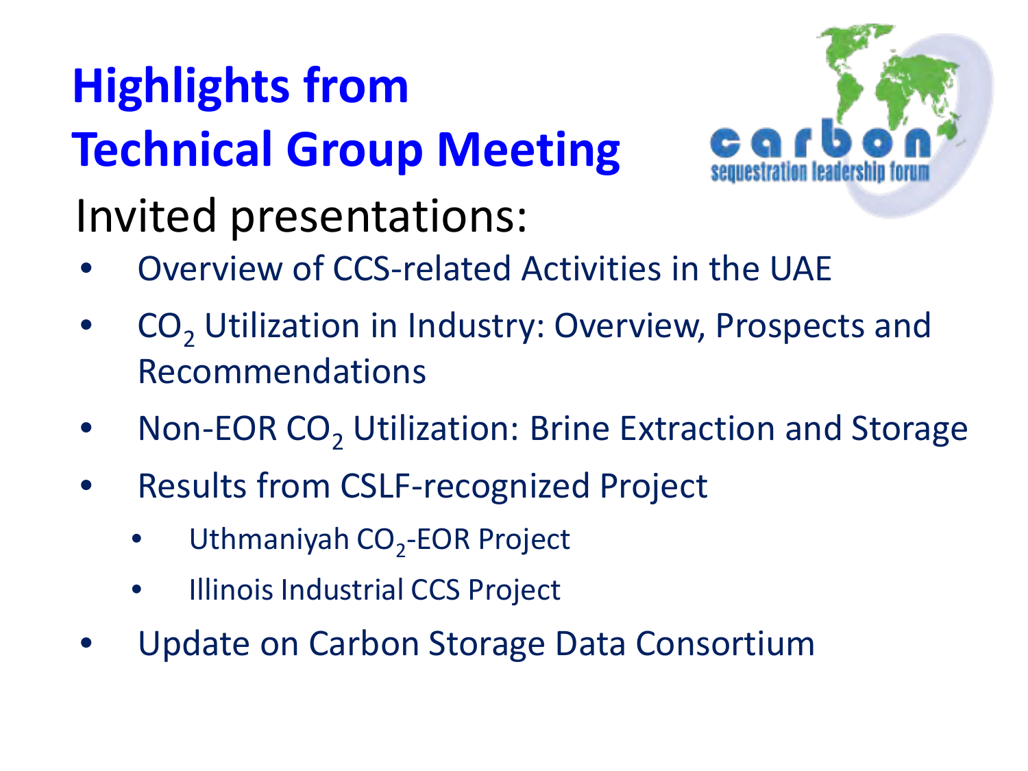# Highlights from Technical Group Meeting

## Invited presentations:

- Overview of CCS-related Activities in the UAE
- $CO_2$ Utilization in Industry: Overview, Prospects and Recommendations
- Non-EOR $CO_2$ Utilization: Brine Extraction and Storage
- Results from CSLF-recognized Project
  - Uthmaniyah $CO_2$-EOR Project
  - Illinois Industrial CCS Project
- Update on Carbon Storage Data Consortium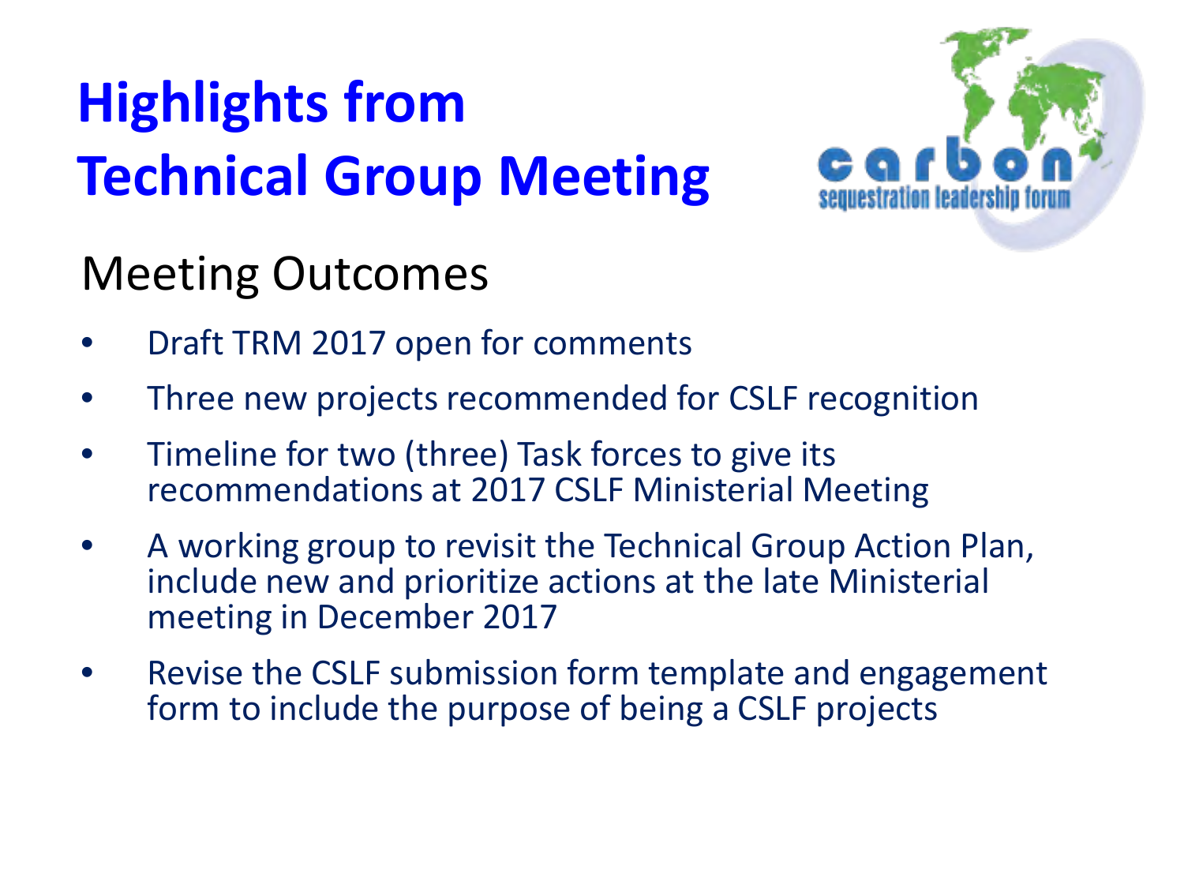# Highlights from Technical Group Meeting

## Meeting Outcomes

- Draft TRM 2017 open for comments
- Three new projects recommended for CSLF recognition
- Timeline for two (three) Task forces to give its recommendations at 2017 CSLF Ministerial Meeting
- A working group to revisit the Technical Group Action Plan, include new and prioritize actions at the late Ministerial meeting in December 2017
- Revise the CSLF submission form template and engagement form to include the purpose of being a CSLF projects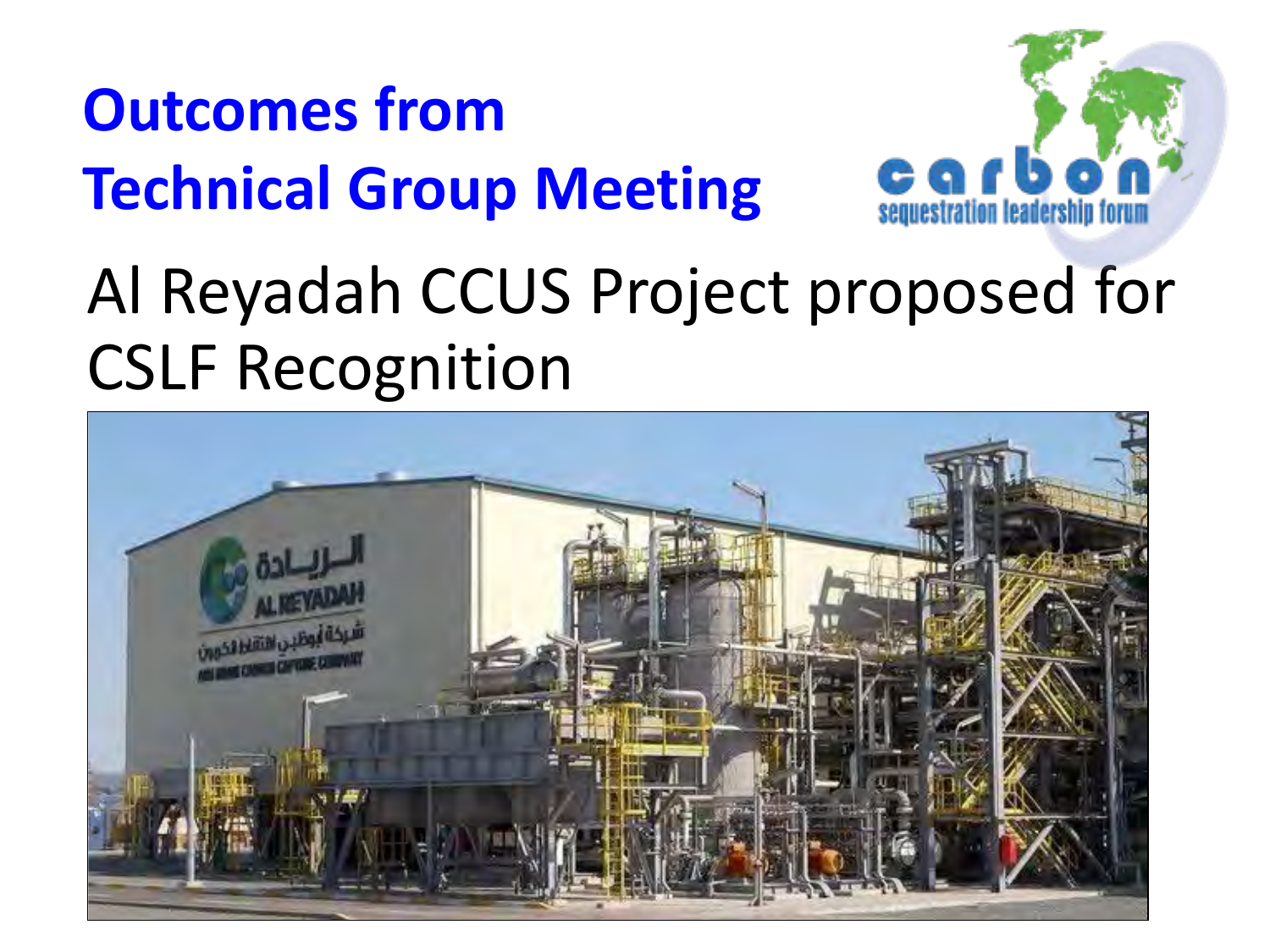# Outcomes from Technical Group Meeting

## Al Reyadah CCUS Project proposed for CSLF Recognition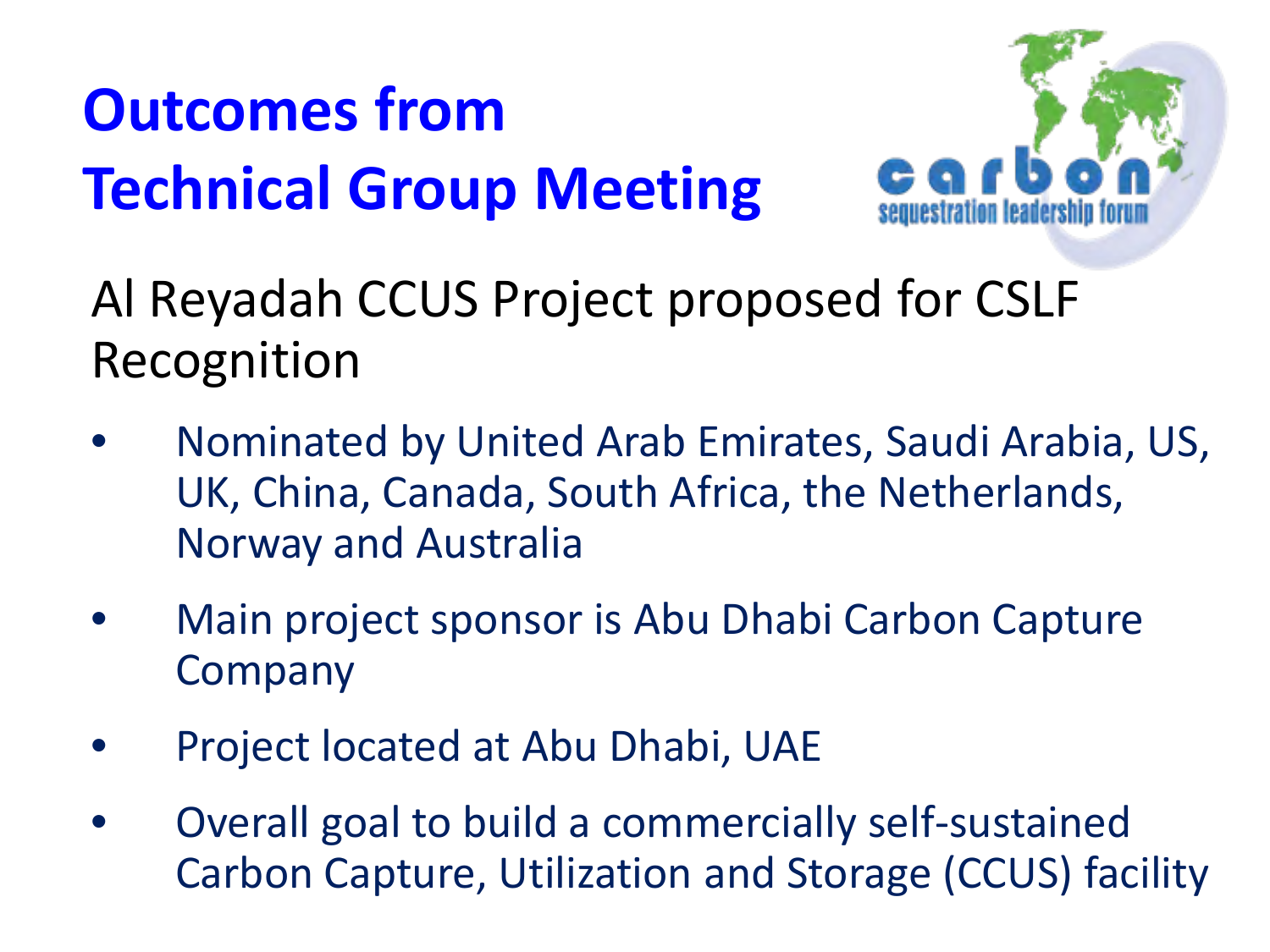# Outcomes from Technical Group Meeting

## Al Reyadah CCUS Project proposed for CSLF Recognition

- Nominated by United Arab Emirates, Saudi Arabia, US, UK, China, Canada, South Africa, the Netherlands, Norway and Australia
- Main project sponsor is Abu Dhabi Carbon Capture Company
- Project located at Abu Dhabi, UAE
- Overall goal to build a commercially self-sustained Carbon Capture, Utilization and Storage (CCUS) facility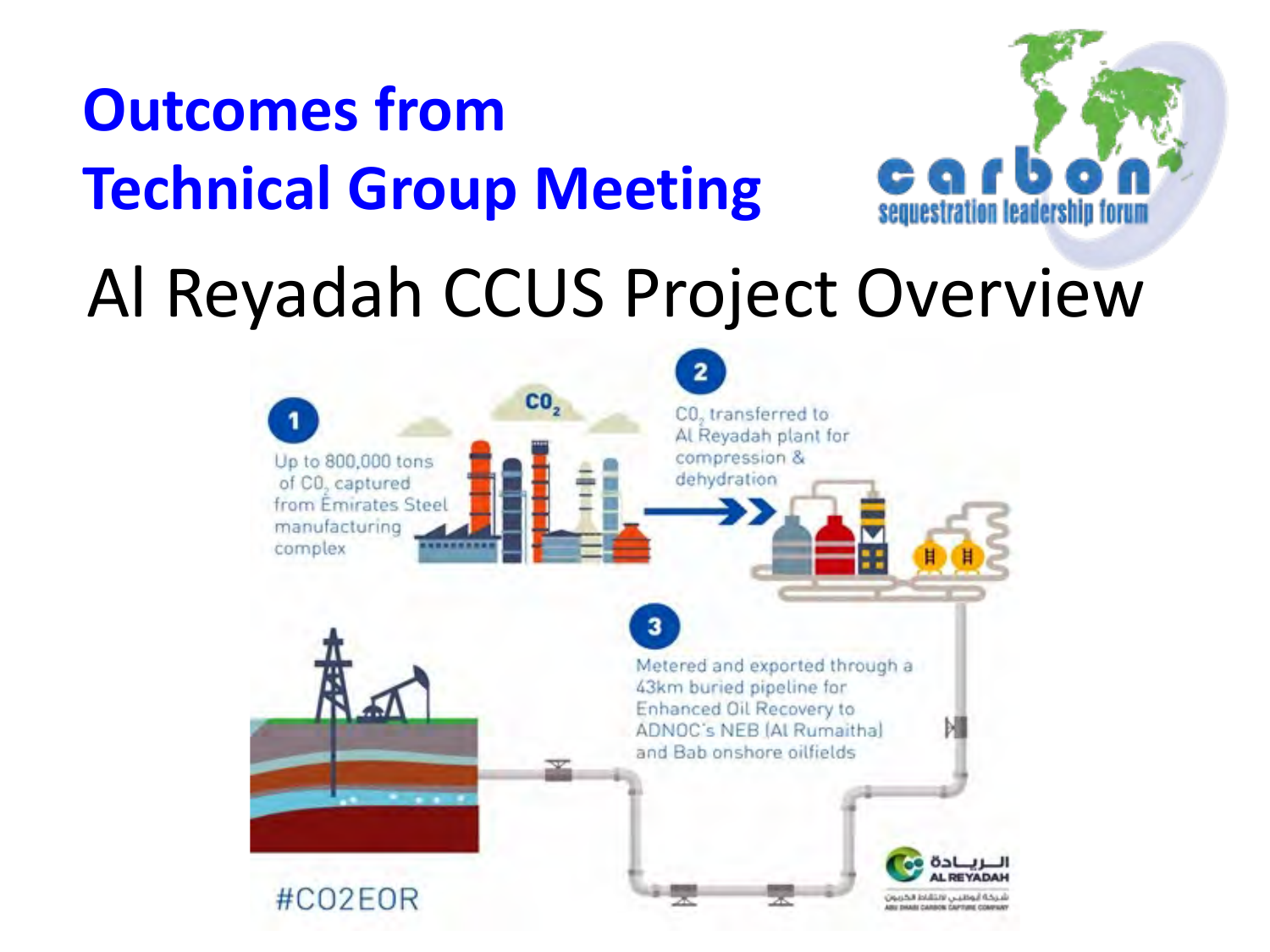# Outcomes from Technical Group Meeting

## Al Reyadah CCUS Project Overview

1. Up to 800,000 tons of $CO_2$ captured from Emirates Steel manufacturing complex

2. $CO_2$ transferred to Al Reyadah plant for compression & dehydration

3. Metered and exported through a 43km buried pipeline for Enhanced Oil Recovery to ADNOC's NEB (Al Rumaitha) and Bab onshore oilfields

#CO2EOR

الريادة
AL REYADAH
شركة أبوظبي لالتقاط الكربون
ABU DHABI CARBON CAPTURE COMPANY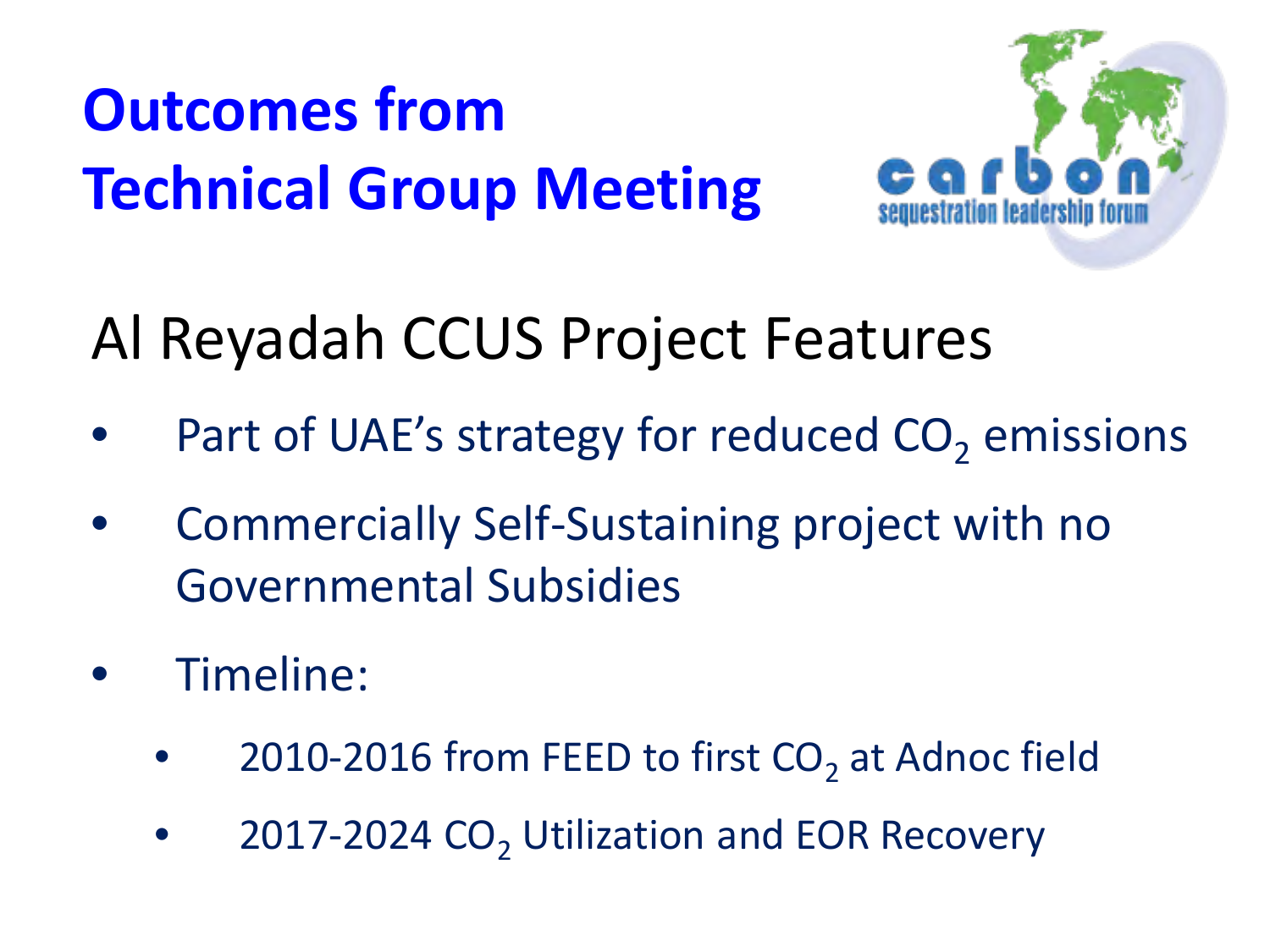# Outcomes from Technical Group Meeting

## Al Reyadah CCUS Project Features

- Part of UAE's strategy for reduced $CO_2$ emissions
- Commercially Self-Sustaining project with no Governmental Subsidies
- Timeline:
  - 2010-2016 from FEED to first $CO_2$ at Adnoc field
  - 2017-2024 $CO_2$ Utilization and EOR Recovery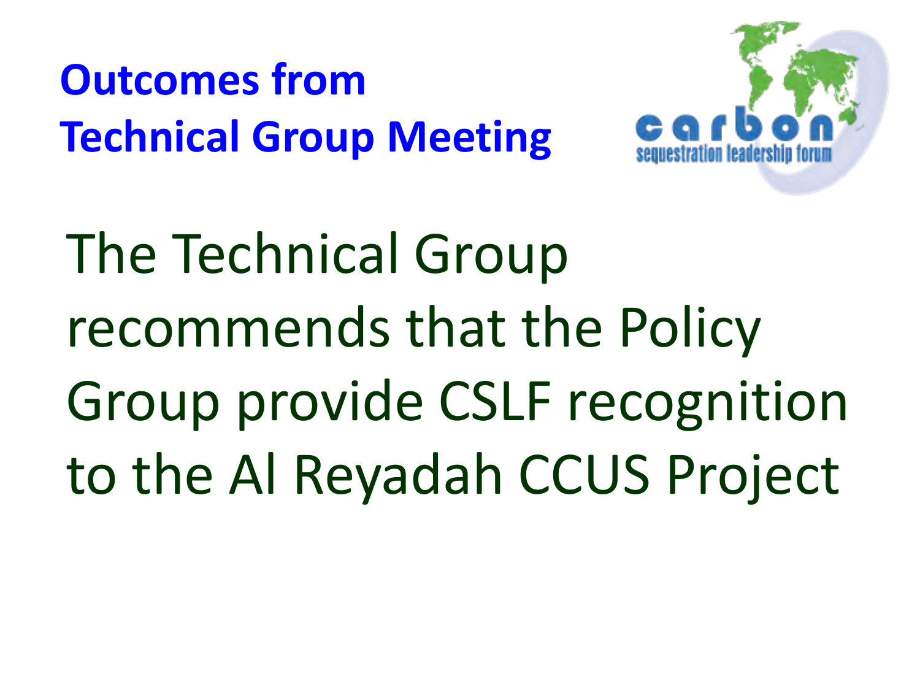# Outcomes from Technical Group Meeting

The Technical Group recommends that the Policy Group provide CSLF recognition to the Al Reyadah CCUS Project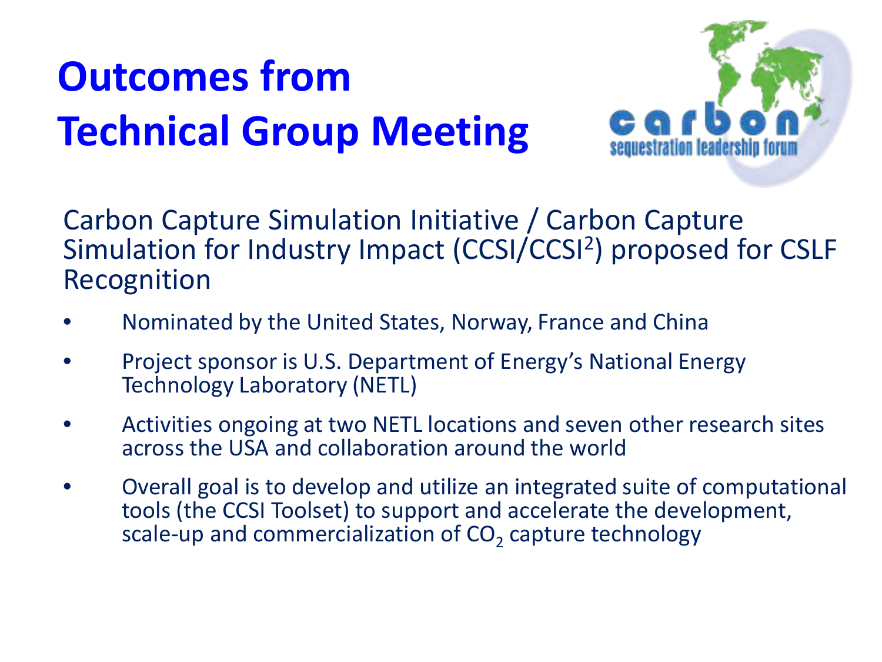# Outcomes from Technical Group Meeting

Carbon Capture Simulation Initiative / Carbon Capture Simulation for Industry Impact (CCSI/CCSI$^2$) proposed for CSLF Recognition

- Nominated by the United States, Norway, France and China
- Project sponsor is U.S. Department of Energy's National Energy Technology Laboratory (NETL)
- Activities ongoing at two NETL locations and seven other research sites across the USA and collaboration around the world
- Overall goal is to develop and utilize an integrated suite of computational tools (the CCSI Toolset) to support and accelerate the development, scale-up and commercialization of $CO_2$ capture technology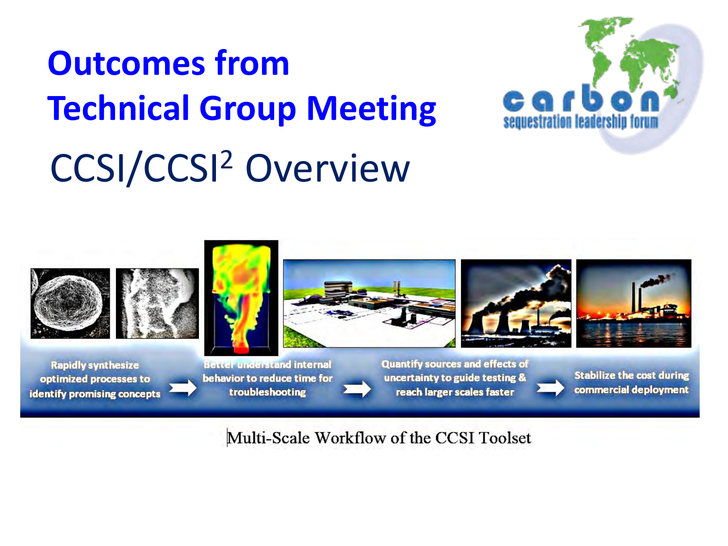# Outcomes from Technical Group Meeting

## CCSI/CCSI$^2$ Overview

Rapidly synthesize optimized processes to identify promising concepts → Better understand internal behavior to reduce time for troubleshooting → Quantify sources and effects of uncertainty to guide testing & reach larger scales faster → Stabilize the cost during commercial deployment

Multi-Scale Workflow of the CCSI Toolset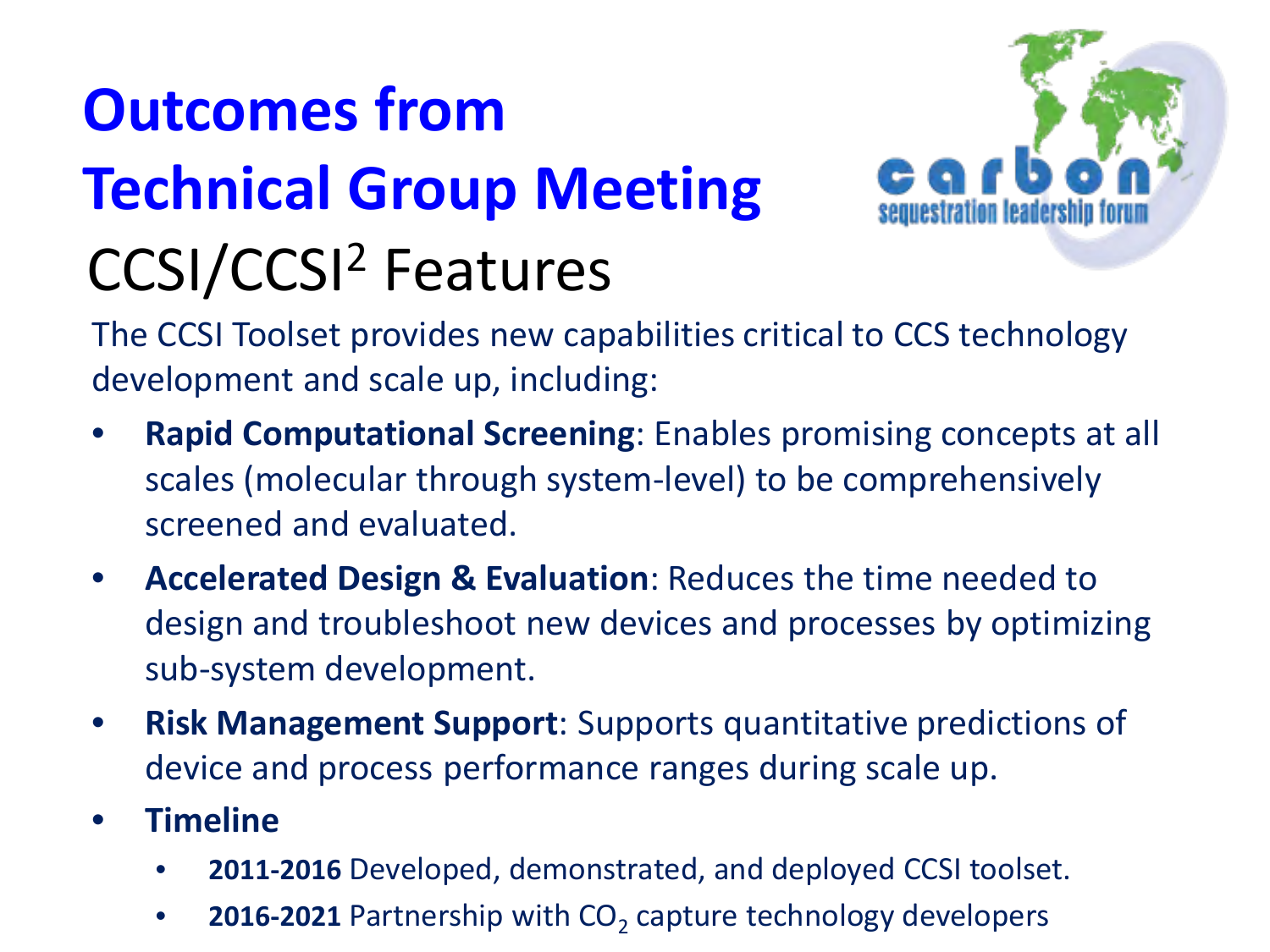# Outcomes from Technical Group Meeting

## CCSI/CCSI$^2$ Features

The CCSI Toolset provides new capabilities critical to CCS technology development and scale up, including:

- **Rapid Computational Screening**: Enables promising concepts at all scales (molecular through system-level) to be comprehensively screened and evaluated.
- **Accelerated Design & Evaluation**: Reduces the time needed to design and troubleshoot new devices and processes by optimizing sub-system development.
- **Risk Management Support**: Supports quantitative predictions of device and process performance ranges during scale up.
- **Timeline**
  - **2011-2016** Developed, demonstrated, and deployed CCSI toolset.
  - **2016-2021** Partnership with $CO_2$ capture technology developers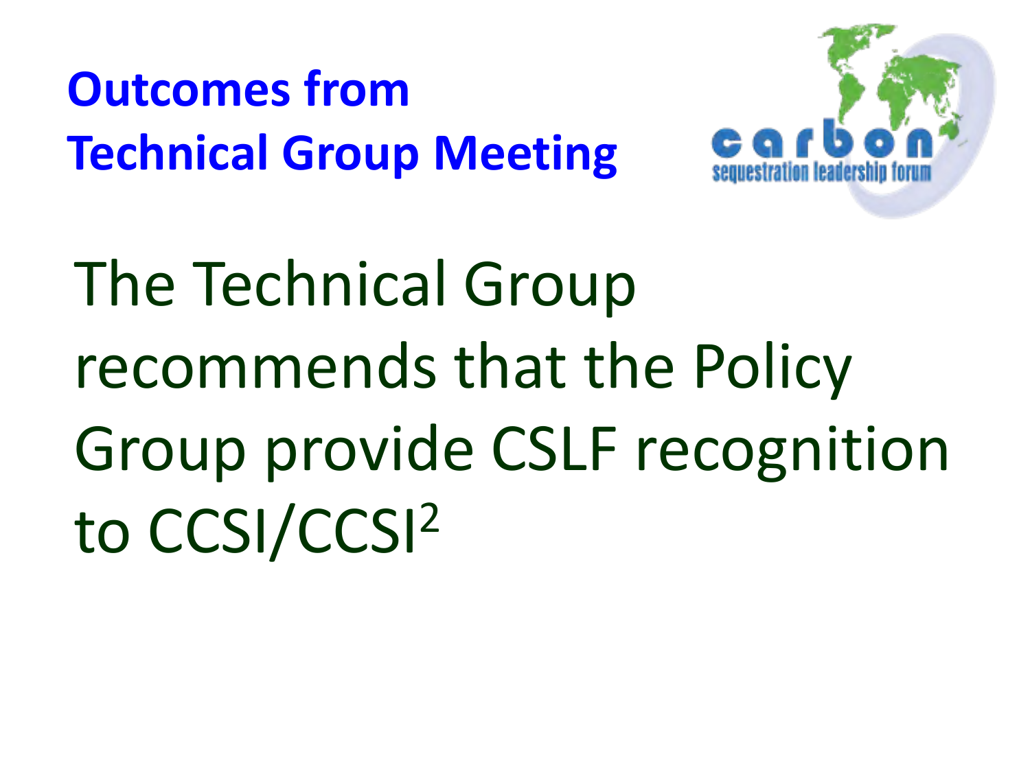# Outcomes from Technical Group Meeting

The Technical Group recommends that the Policy Group provide CSLF recognition to CCSI/CCSI$^2$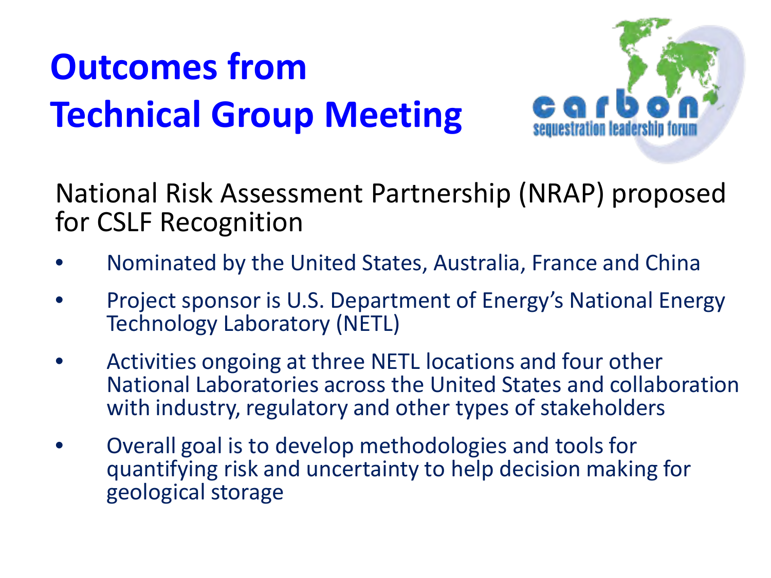# Outcomes from Technical Group Meeting

National Risk Assessment Partnership (NRAP) proposed for CSLF Recognition

- Nominated by the United States, Australia, France and China
- Project sponsor is U.S. Department of Energy's National Energy Technology Laboratory (NETL)
- Activities ongoing at three NETL locations and four other National Laboratories across the United States and collaboration with industry, regulatory and other types of stakeholders
- Overall goal is to develop methodologies and tools for quantifying risk and uncertainty to help decision making for geological storage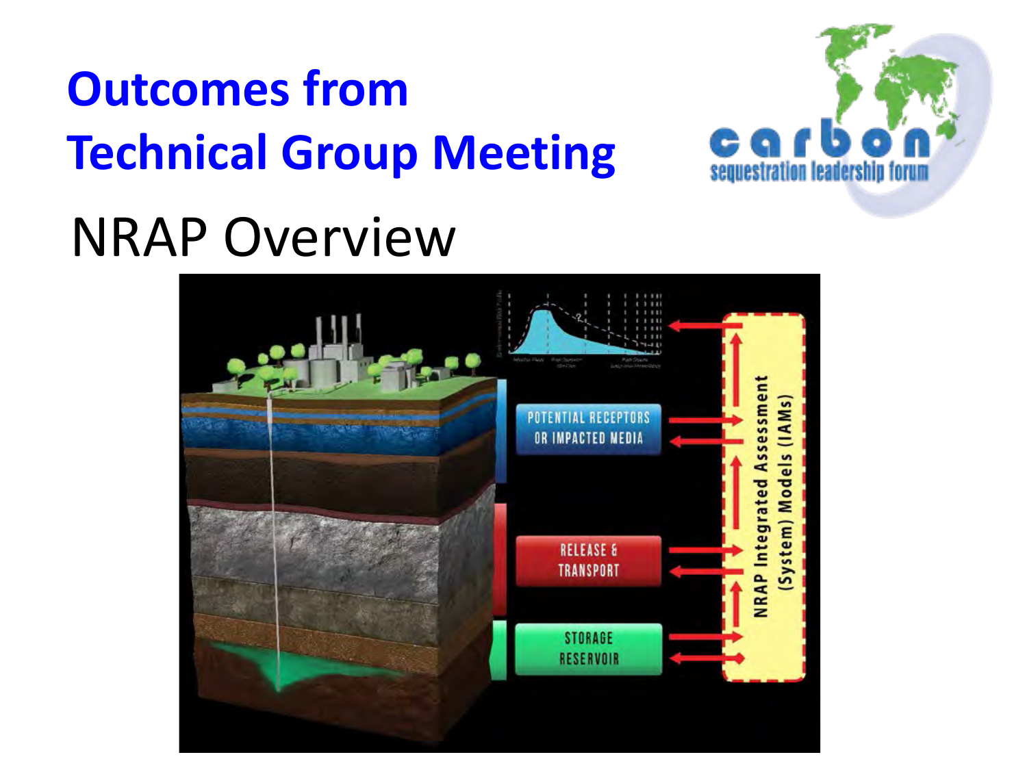# Outcomes from Technical Group Meeting

## NRAP Overview

POTENTIAL RECEPTORS OR IMPACTED MEDIA

RELEASE & TRANSPORT

STORAGE RESERVOIR

NRAP Integrated Assessment (System) Models (IAMs)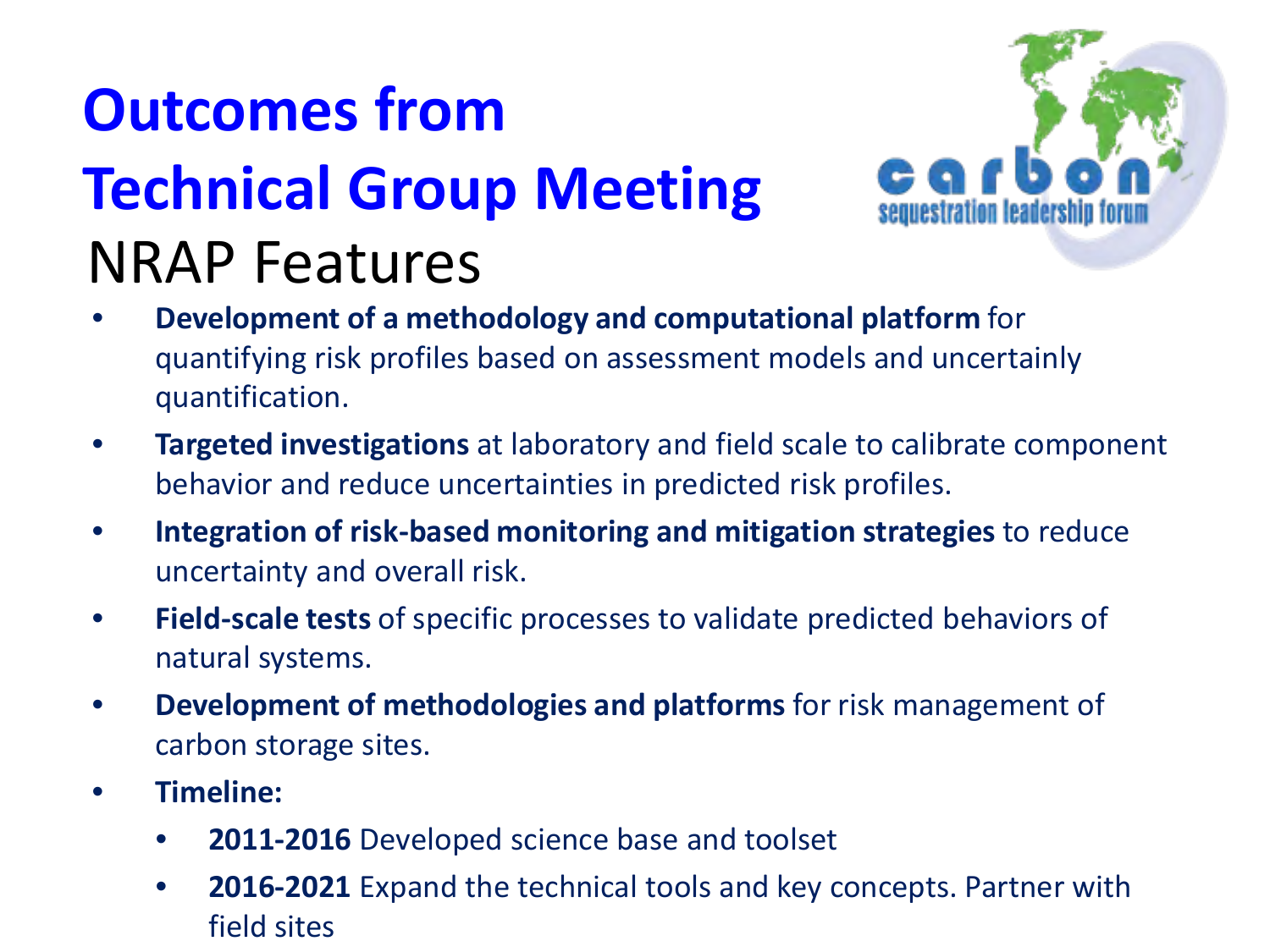# Outcomes from Technical Group Meeting

## NRAP Features

- **Development of a methodology and computational platform** for quantifying risk profiles based on assessment models and uncertainly quantification.
- **Targeted investigations** at laboratory and field scale to calibrate component behavior and reduce uncertainties in predicted risk profiles.
- **Integration of risk-based monitoring and mitigation strategies** to reduce uncertainty and overall risk.
- **Field-scale tests** of specific processes to validate predicted behaviors of natural systems.
- **Development of methodologies and platforms** for risk management of carbon storage sites.
- **Timeline:**
  - **2011-2016** Developed science base and toolset
  - **2016-2021** Expand the technical tools and key concepts. Partner with field sites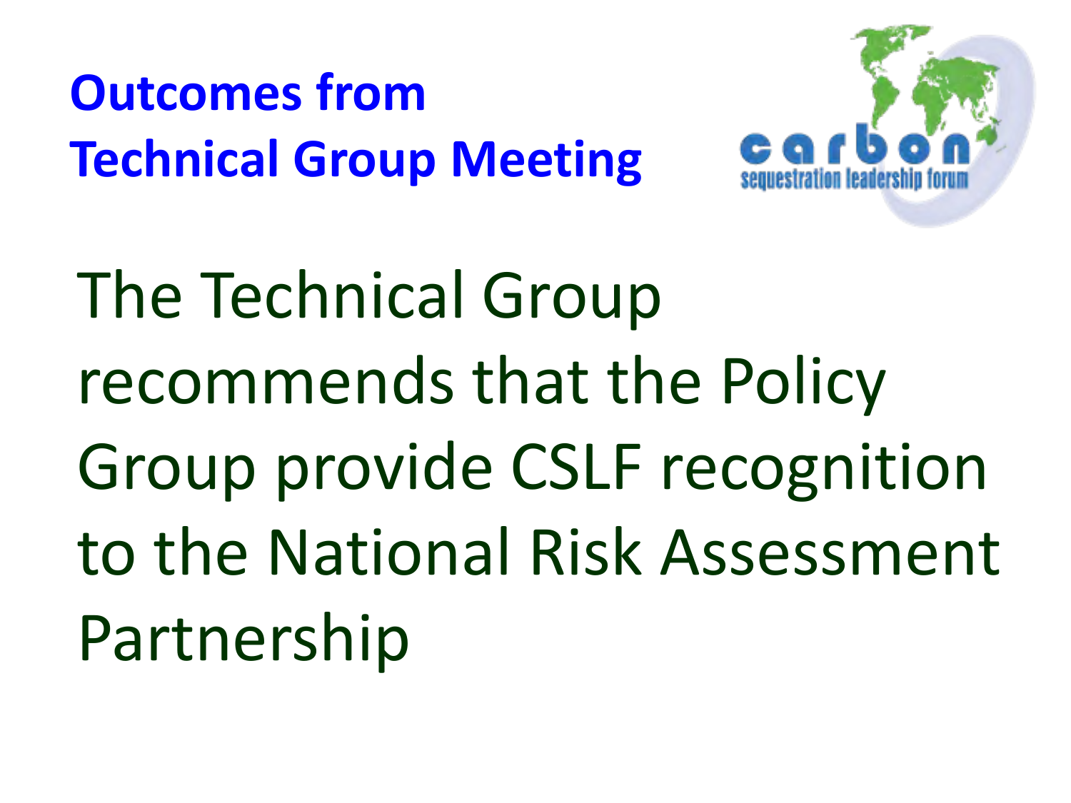# Outcomes from Technical Group Meeting

The Technical Group recommends that the Policy Group provide CSLF recognition to the National Risk Assessment Partnership